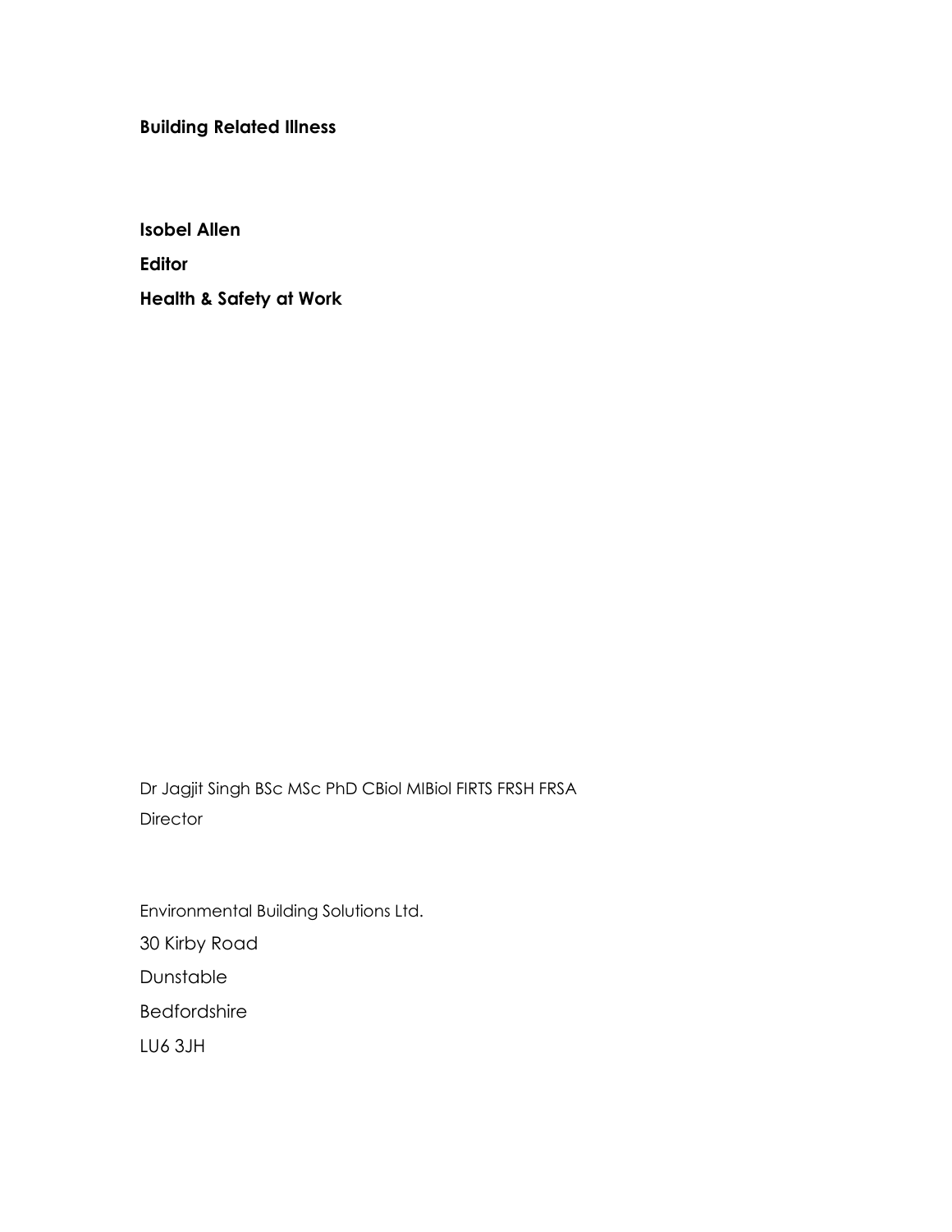**Building Related Illness**

**Isobel Allen**

**Editor**

**Health & Safety at Work**

Dr Jagjit Singh BSc MSc PhD CBiol MIBiol FIRTS FRSH FRSA
Director

Environmental Building Solutions Ltd.
30 Kirby Road
Dunstable
Bedfordshire
LU6 3JH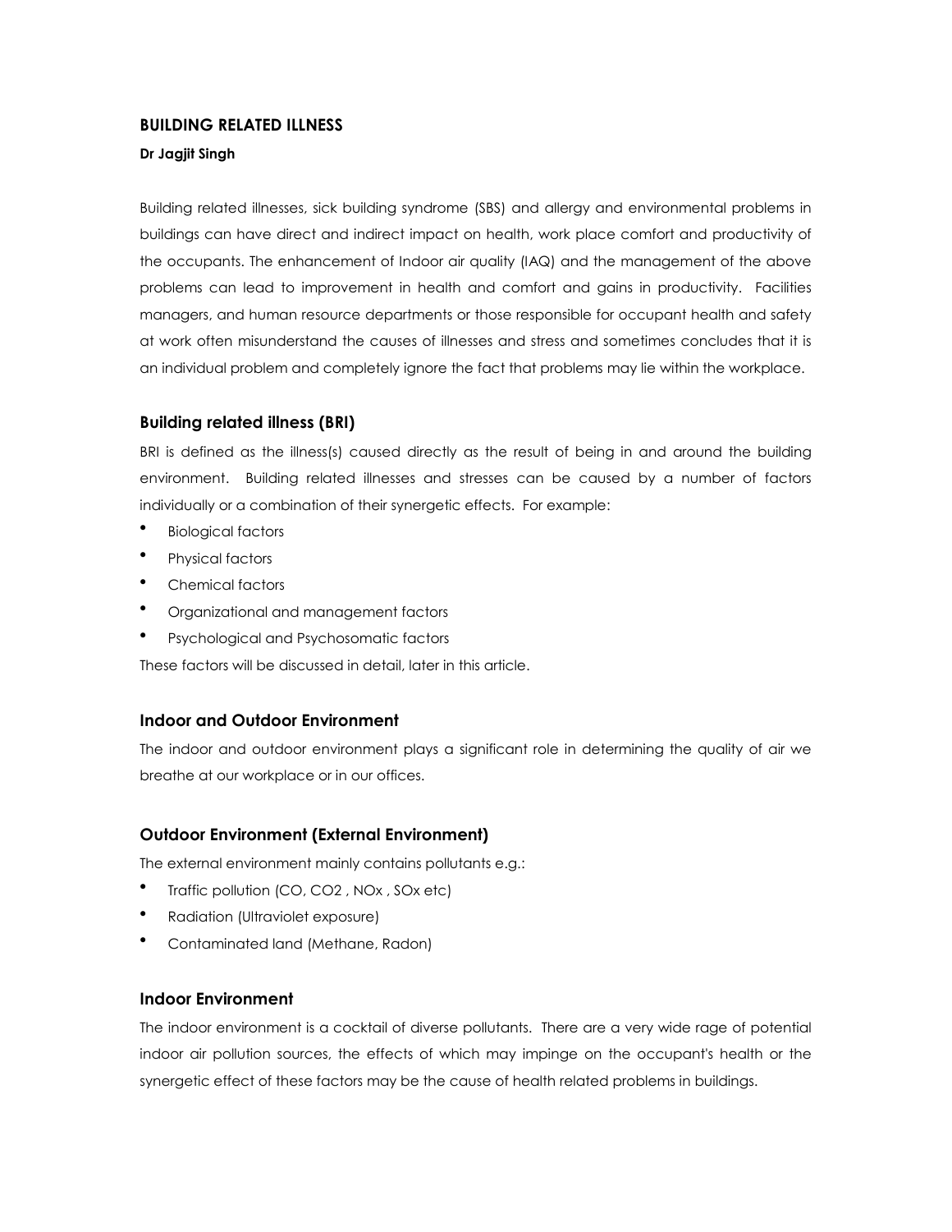# BUILDING RELATED ILLNESS

**Dr Jagjit Singh**

Building related illnesses, sick building syndrome (SBS) and allergy and environmental problems in buildings can have direct and indirect impact on health, work place comfort and productivity of the occupants. The enhancement of Indoor air quality (IAQ) and the management of the above problems can lead to improvement in health and comfort and gains in productivity. Facilities managers, and human resource departments or those responsible for occupant health and safety at work often misunderstand the causes of illnesses and stress and sometimes concludes that it is an individual problem and completely ignore the fact that problems may lie within the workplace.

## Building related illness (BRI)

BRI is defined as the illness(s) caused directly as the result of being in and around the building environment. Building related illnesses and stresses can be caused by a number of factors individually or a combination of their synergetic effects. For example:

- Biological factors
- Physical factors
- Chemical factors
- Organizational and management factors
- Psychological and Psychosomatic factors

These factors will be discussed in detail, later in this article.

## Indoor and Outdoor Environment

The indoor and outdoor environment plays a significant role in determining the quality of air we breathe at our workplace or in our offices.

## Outdoor Environment (External Environment)

The external environment mainly contains pollutants e.g.:

- Traffic pollution (CO, $CO_2$ , $NO_x$ , $SO_x$ etc)
- Radiation (Ultraviolet exposure)
- Contaminated land (Methane, Radon)

## Indoor Environment

The indoor environment is a cocktail of diverse pollutants. There are a very wide rage of potential indoor air pollution sources, the effects of which may impinge on the occupant's health or the synergetic effect of these factors may be the cause of health related problems in buildings.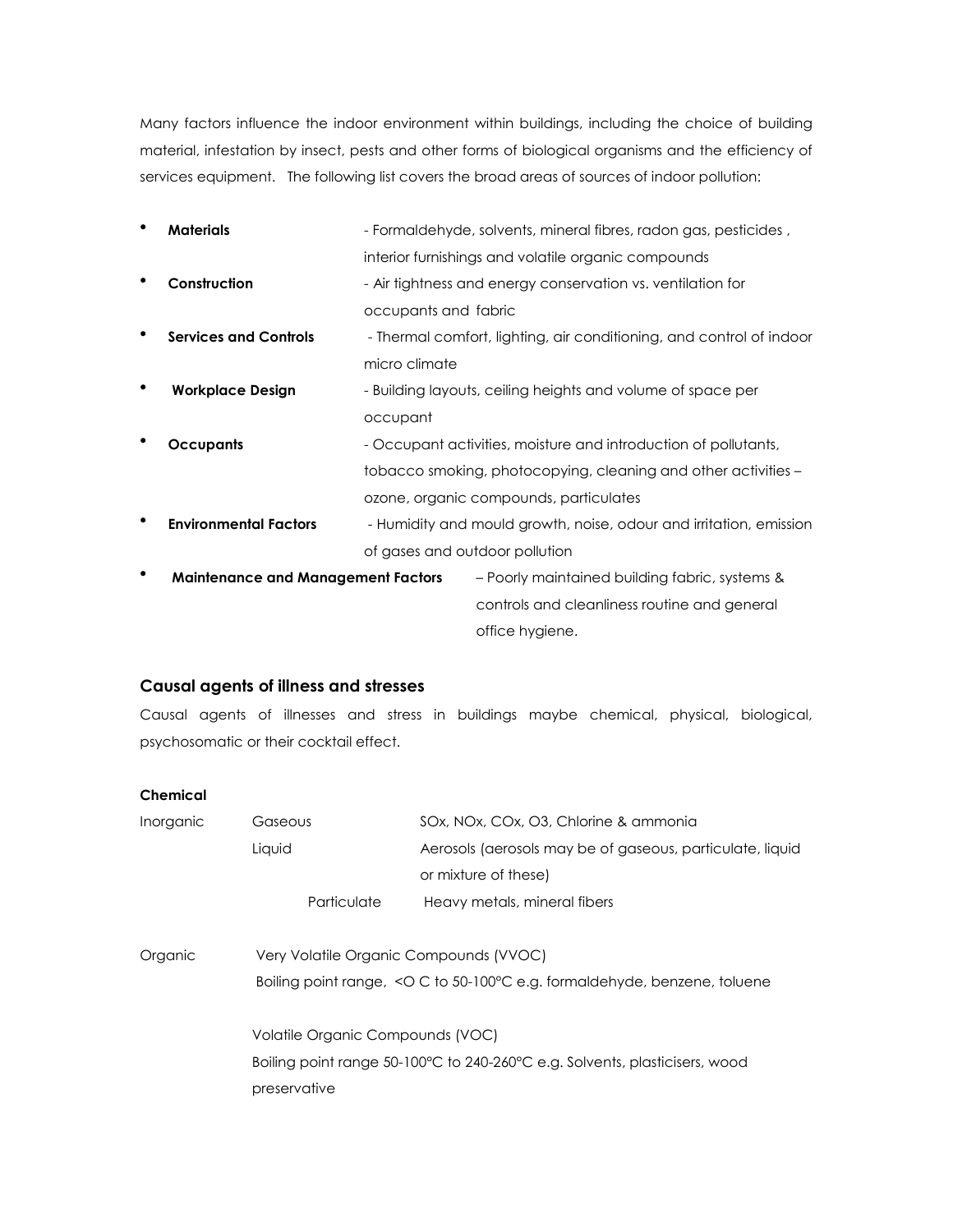Many factors influence the indoor environment within buildings, including the choice of building material, infestation by insect, pests and other forms of biological organisms and the efficiency of services equipment. The following list covers the broad areas of sources of indoor pollution:

- **Materials** - Formaldehyde, solvents, mineral fibres, radon gas, pesticides , interior furnishings and volatile organic compounds
- **Construction** - Air tightness and energy conservation vs. ventilation for occupants and fabric
- **Services and Controls** - Thermal comfort, lighting, air conditioning, and control of indoor micro climate
- **Workplace Design** - Building layouts, ceiling heights and volume of space per occupant
- **Occupants** - Occupant activities, moisture and introduction of pollutants, tobacco smoking, photocopying, cleaning and other activities – ozone, organic compounds, particulates
- **Environmental Factors** - Humidity and mould growth, noise, odour and irritation, emission of gases and outdoor pollution
- **Maintenance and Management Factors** – Poorly maintained building fabric, systems & controls and cleanliness routine and general office hygiene.

### Causal agents of illness and stresses

Causal agents of illnesses and stress in buildings maybe chemical, physical, biological, psychosomatic or their cocktail effect.

**Chemical**

| | | |
|---|---|---|
| Inorganic | Gaseous | SOx, NOx, COx, O3, Chlorine & ammonia |
| | Liquid | Aerosols (aerosols may be of gaseous, particulate, liquid or mixture of these) |
| | Particulate | Heavy metals, mineral fibers |

Organic

Very Volatile Organic Compounds (VVOC)
Boiling point range, <O C to 50-100°C e.g. formaldehyde, benzene, toluene

Volatile Organic Compounds (VOC)
Boiling point range 50-100°C to 240-260°C e.g. Solvents, plasticisers, wood preservative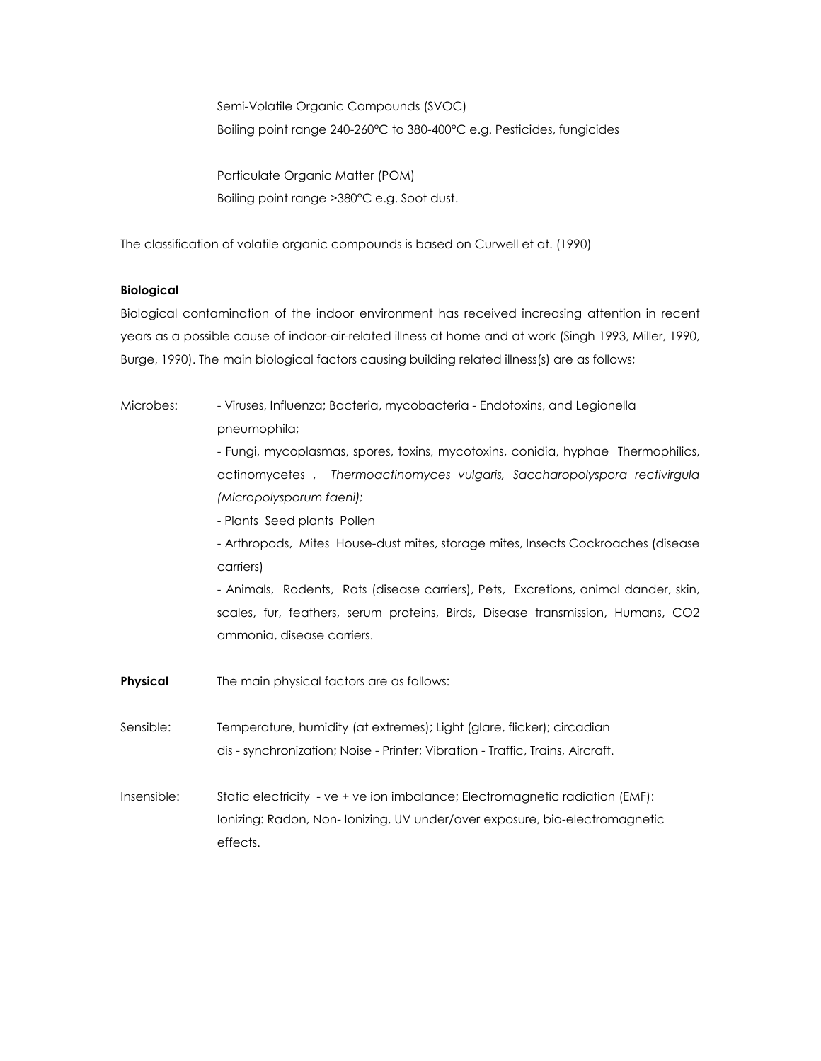Semi-Volatile Organic Compounds (SVOC)
Boiling point range 240-260°C to 380-400°C e.g. Pesticides, fungicides

Particulate Organic Matter (POM)
Boiling point range >380°C e.g. Soot dust.

The classification of volatile organic compounds is based on Curwell et at. (1990)

**Biological**

Biological contamination of the indoor environment has received increasing attention in recent years as a possible cause of indoor-air-related illness at home and at work (Singh 1993, Miller, 1990, Burge, 1990). The main biological factors causing building related illness(s) are as follows;

Microbes:

- Viruses, Influenza; Bacteria, mycobacteria - Endotoxins, and Legionella pneumophila;
- Fungi, mycoplasmas, spores, toxins, mycotoxins, conidia, hyphae Thermophilics, actinomycetes , *Thermoactinomyces vulgaris, Saccharopolyspora rectivirgula (Micropolysporum faeni);*
- Plants Seed plants Pollen
- Arthropods, Mites House-dust mites, storage mites, Insects Cockroaches (disease carriers)
- Animals, Rodents, Rats (disease carriers), Pets, Excretions, animal dander, skin, scales, fur, feathers, serum proteins, Birds, Disease transmission, Humans, $CO_2$ ammonia, disease carriers.

**Physical** The main physical factors are as follows:

Sensible: Temperature, humidity (at extremes); Light (glare, flicker); circadian dis - synchronization; Noise - Printer; Vibration - Traffic, Trains, Aircraft.

Insensible: Static electricity - ve + ve ion imbalance; Electromagnetic radiation (EMF): Ionizing: Radon, Non- Ionizing, UV under/over exposure, bio-electromagnetic effects.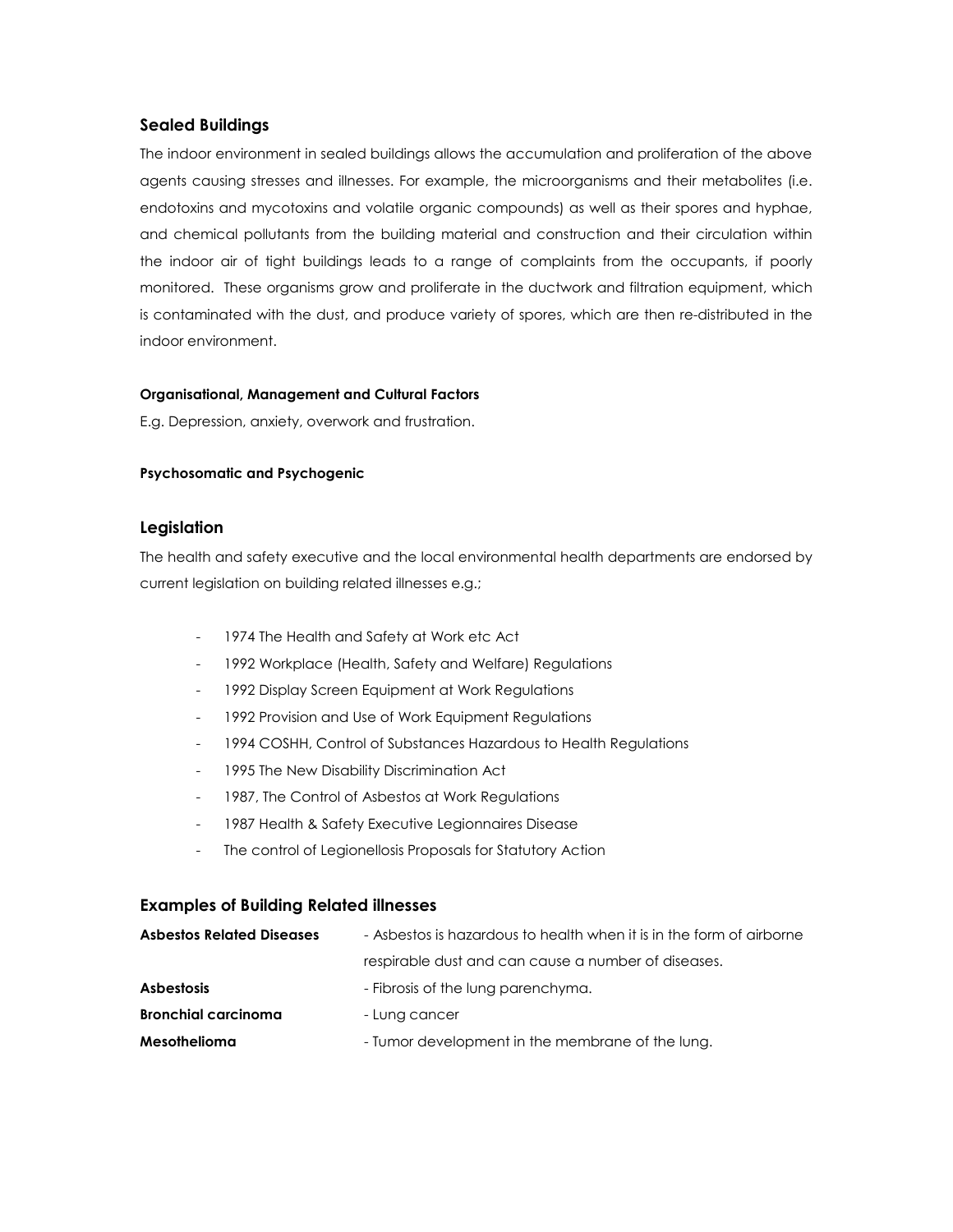## Sealed Buildings

The indoor environment in sealed buildings allows the accumulation and proliferation of the above agents causing stresses and illnesses. For example, the microorganisms and their metabolites (i.e. endotoxins and mycotoxins and volatile organic compounds) as well as their spores and hyphae, and chemical pollutants from the building material and construction and their circulation within the indoor air of tight buildings leads to a range of complaints from the occupants, if poorly monitored. These organisms grow and proliferate in the ductwork and filtration equipment, which is contaminated with the dust, and produce variety of spores, which are then re-distributed in the indoor environment.

#### Organisational, Management and Cultural Factors

E.g. Depression, anxiety, overwork and frustration.

#### Psychosomatic and Psychogenic

## Legislation

The health and safety executive and the local environmental health departments are endorsed by current legislation on building related illnesses e.g.;

- 1974 The Health and Safety at Work etc Act
- 1992 Workplace (Health, Safety and Welfare) Regulations
- 1992 Display Screen Equipment at Work Regulations
- 1992 Provision and Use of Work Equipment Regulations
- 1994 COSHH, Control of Substances Hazardous to Health Regulations
- 1995 The New Disability Discrimination Act
- 1987, The Control of Asbestos at Work Regulations
- 1987 Health & Safety Executive Legionnaires Disease
- The control of Legionellosis Proposals for Statutory Action

## Examples of Building Related illnesses

**Asbestos Related Diseases** - Asbestos is hazardous to health when it is in the form of airborne respirable dust and can cause a number of diseases.

**Asbestosis** - Fibrosis of the lung parenchyma.

**Bronchial carcinoma** - Lung cancer

**Mesothelioma** - Tumor development in the membrane of the lung.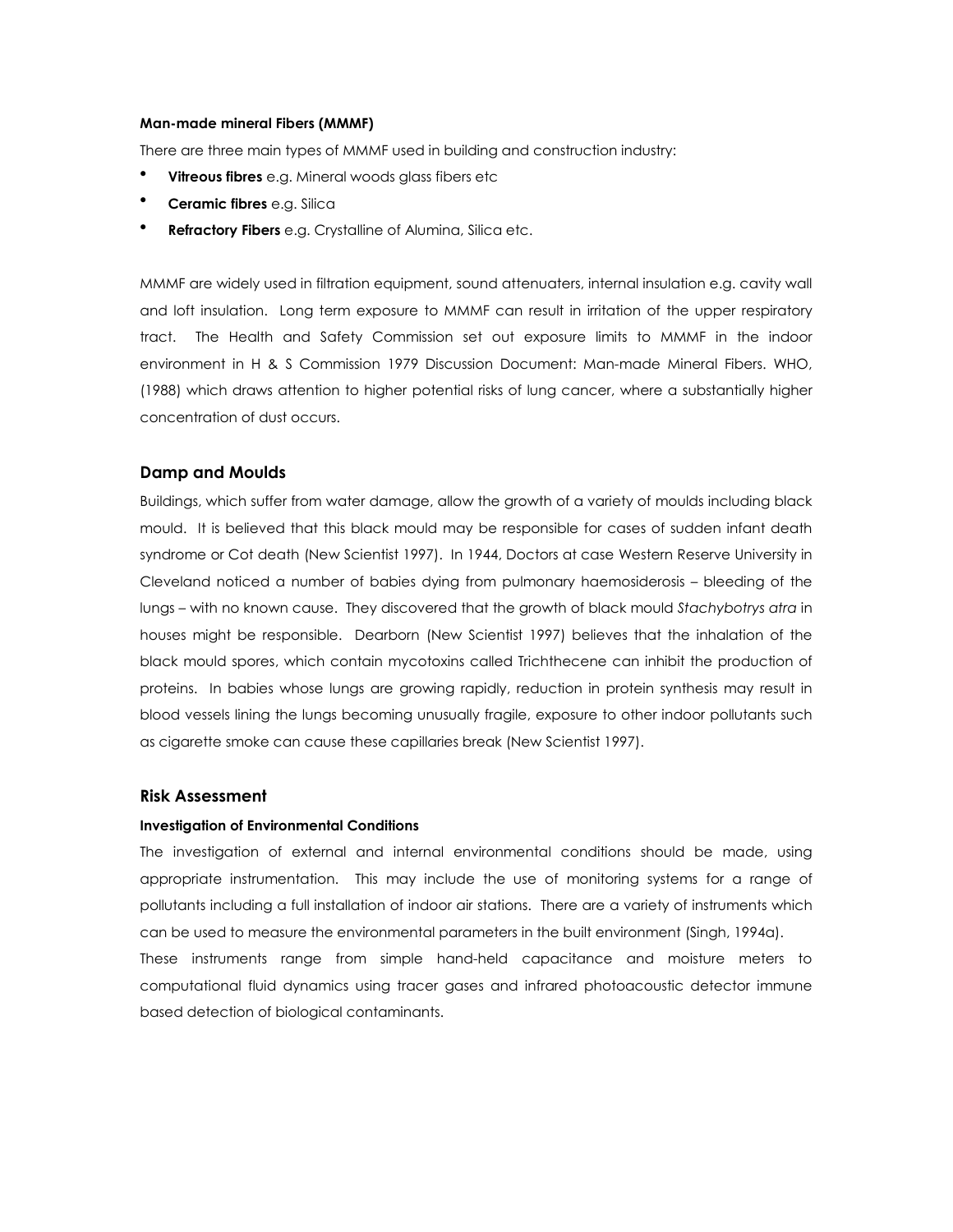**Man-made mineral Fibers (MMMF)**

There are three main types of MMMF used in building and construction industry:

- **Vitreous fibres** e.g. Mineral woods glass fibers etc
- **Ceramic fibres** e.g. Silica
- **Refractory Fibers** e.g. Crystalline of Alumina, Silica etc.

MMMF are widely used in filtration equipment, sound attenuaters, internal insulation e.g. cavity wall and loft insulation. Long term exposure to MMMF can result in irritation of the upper respiratory tract. The Health and Safety Commission set out exposure limits to MMMF in the indoor environment in H & S Commission 1979 Discussion Document: Man-made Mineral Fibers. WHO, (1988) which draws attention to higher potential risks of lung cancer, where a substantially higher concentration of dust occurs.

## Damp and Moulds

Buildings, which suffer from water damage, allow the growth of a variety of moulds including black mould. It is believed that this black mould may be responsible for cases of sudden infant death syndrome or Cot death (New Scientist 1997). In 1944, Doctors at case Western Reserve University in Cleveland noticed a number of babies dying from pulmonary haemosiderosis – bleeding of the lungs – with no known cause. They discovered that the growth of black mould *Stachybotrys atra* in houses might be responsible. Dearborn (New Scientist 1997) believes that the inhalation of the black mould spores, which contain mycotoxins called Trichthecene can inhibit the production of proteins. In babies whose lungs are growing rapidly, reduction in protein synthesis may result in blood vessels lining the lungs becoming unusually fragile, exposure to other indoor pollutants such as cigarette smoke can cause these capillaries break (New Scientist 1997).

## Risk Assessment

**Investigation of Environmental Conditions**

The investigation of external and internal environmental conditions should be made, using appropriate instrumentation. This may include the use of monitoring systems for a range of pollutants including a full installation of indoor air stations. There are a variety of instruments which can be used to measure the environmental parameters in the built environment (Singh, 1994a).

These instruments range from simple hand-held capacitance and moisture meters to computational fluid dynamics using tracer gases and infrared photoacoustic detector immune based detection of biological contaminants.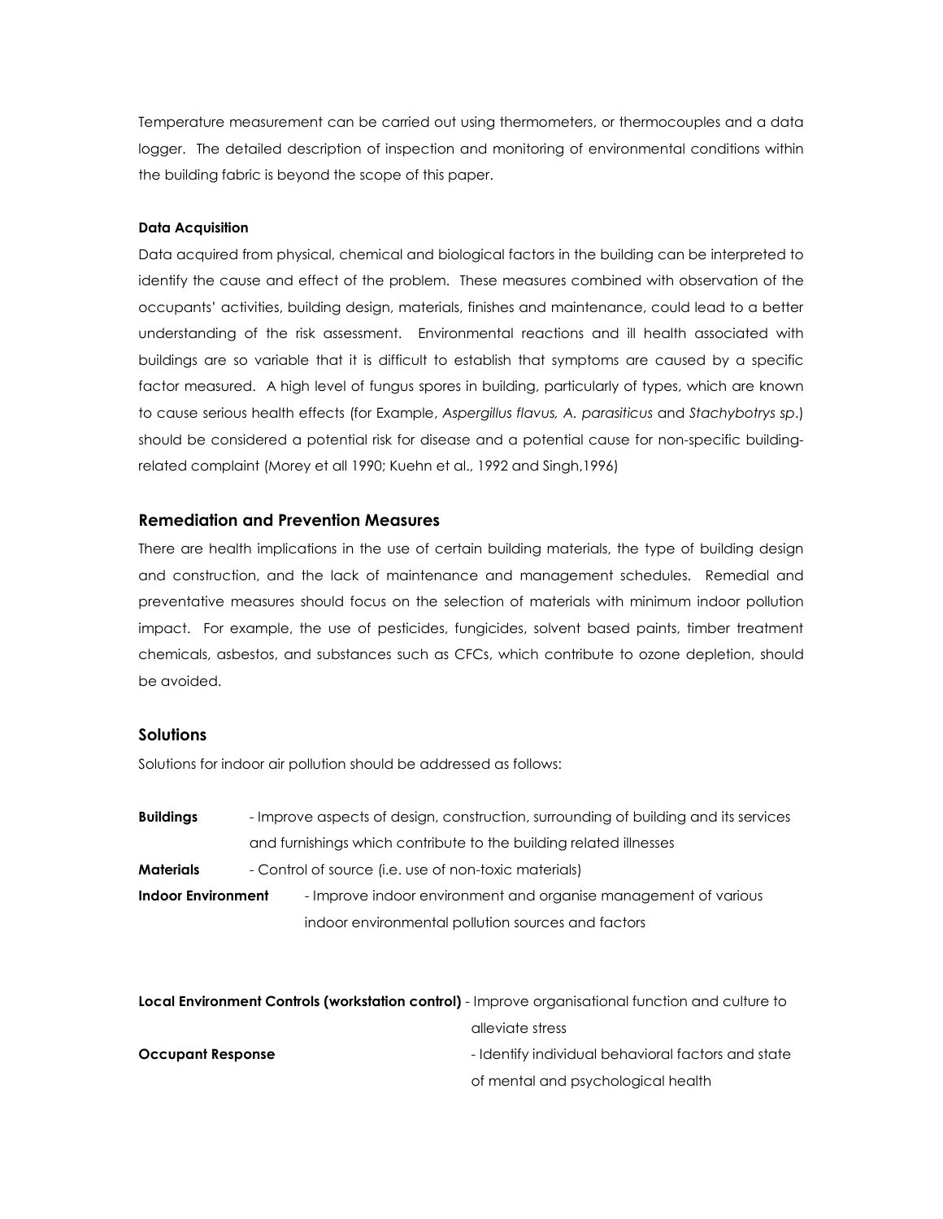Temperature measurement can be carried out using thermometers, or thermocouples and a data logger. The detailed description of inspection and monitoring of environmental conditions within the building fabric is beyond the scope of this paper.

#### Data Acquisition

Data acquired from physical, chemical and biological factors in the building can be interpreted to identify the cause and effect of the problem. These measures combined with observation of the occupants' activities, building design, materials, finishes and maintenance, could lead to a better understanding of the risk assessment. Environmental reactions and ill health associated with buildings are so variable that it is difficult to establish that symptoms are caused by a specific factor measured. A high level of fungus spores in building, particularly of types, which are known to cause serious health effects (for Example, *Aspergillus flavus, A. parasiticus* and *Stachybotrys sp*.) should be considered a potential risk for disease and a potential cause for non-specific building-related complaint (Morey et all 1990; Kuehn et al., 1992 and Singh,1996)

### Remediation and Prevention Measures

There are health implications in the use of certain building materials, the type of building design and construction, and the lack of maintenance and management schedules. Remedial and preventative measures should focus on the selection of materials with minimum indoor pollution impact. For example, the use of pesticides, fungicides, solvent based paints, timber treatment chemicals, asbestos, and substances such as CFCs, which contribute to ozone depletion, should be avoided.

### Solutions

Solutions for indoor air pollution should be addressed as follows:

**Buildings** - Improve aspects of design, construction, surrounding of building and its services and furnishings which contribute to the building related illnesses

**Materials** - Control of source (i.e. use of non-toxic materials)

**Indoor Environment** - Improve indoor environment and organise management of various indoor environmental pollution sources and factors

**Local Environment Controls (workstation control)** - Improve organisational function and culture to alleviate stress

**Occupant Response** - Identify individual behavioral factors and state of mental and psychological health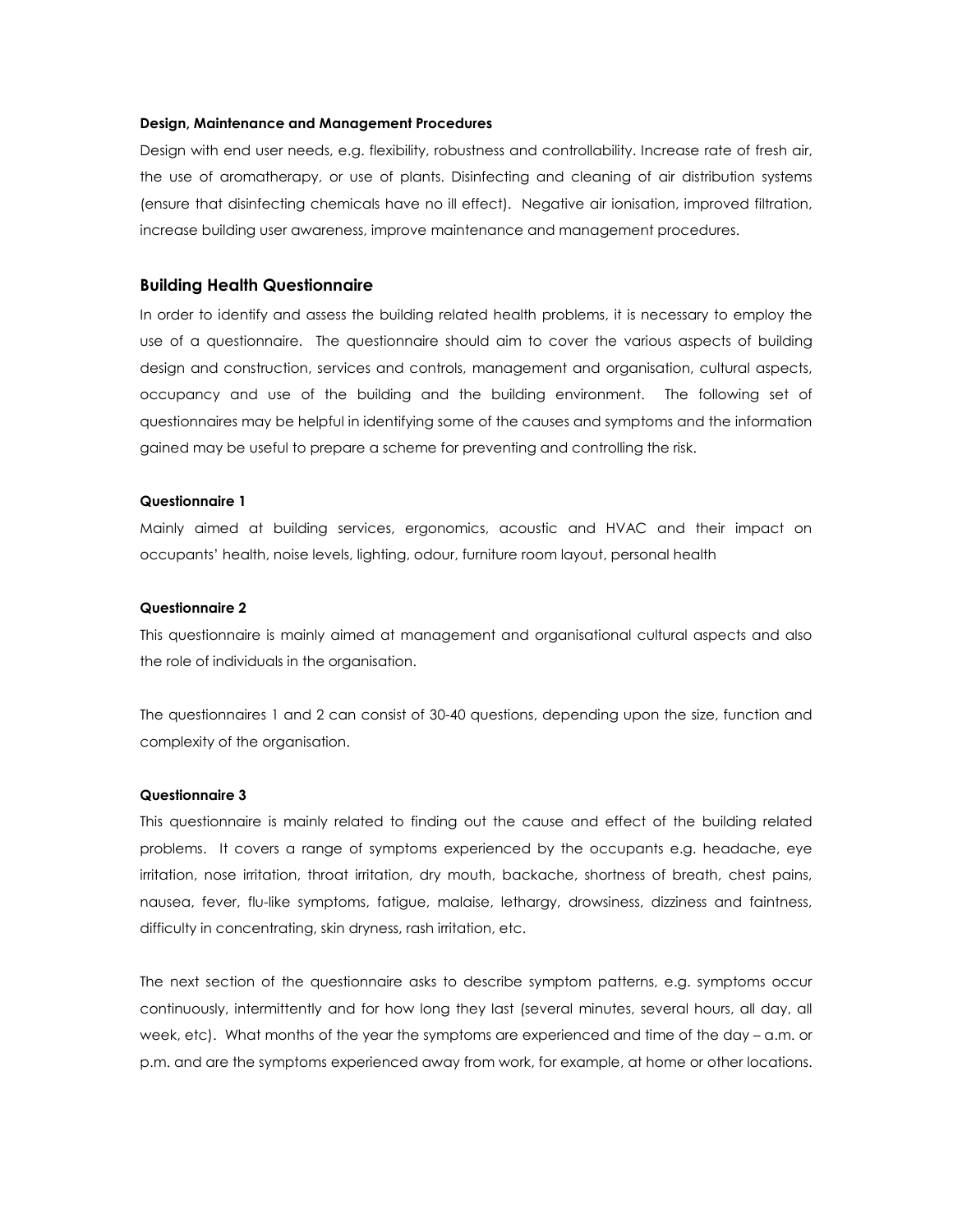#### Design, Maintenance and Management Procedures

Design with end user needs, e.g. flexibility, robustness and controllability. Increase rate of fresh air, the use of aromatherapy, or use of plants. Disinfecting and cleaning of air distribution systems (ensure that disinfecting chemicals have no ill effect). Negative air ionisation, improved filtration, increase building user awareness, improve maintenance and management procedures.

### Building Health Questionnaire

In order to identify and assess the building related health problems, it is necessary to employ the use of a questionnaire. The questionnaire should aim to cover the various aspects of building design and construction, services and controls, management and organisation, cultural aspects, occupancy and use of the building and the building environment. The following set of questionnaires may be helpful in identifying some of the causes and symptoms and the information gained may be useful to prepare a scheme for preventing and controlling the risk.

#### Questionnaire 1

Mainly aimed at building services, ergonomics, acoustic and HVAC and their impact on occupants' health, noise levels, lighting, odour, furniture room layout, personal health

#### Questionnaire 2

This questionnaire is mainly aimed at management and organisational cultural aspects and also the role of individuals in the organisation.

The questionnaires 1 and 2 can consist of 30-40 questions, depending upon the size, function and complexity of the organisation.

#### Questionnaire 3

This questionnaire is mainly related to finding out the cause and effect of the building related problems. It covers a range of symptoms experienced by the occupants e.g. headache, eye irritation, nose irritation, throat irritation, dry mouth, backache, shortness of breath, chest pains, nausea, fever, flu-like symptoms, fatigue, malaise, lethargy, drowsiness, dizziness and faintness, difficulty in concentrating, skin dryness, rash irritation, etc.

The next section of the questionnaire asks to describe symptom patterns, e.g. symptoms occur continuously, intermittently and for how long they last (several minutes, several hours, all day, all week, etc). What months of the year the symptoms are experienced and time of the day – a.m. or p.m. and are the symptoms experienced away from work, for example, at home or other locations.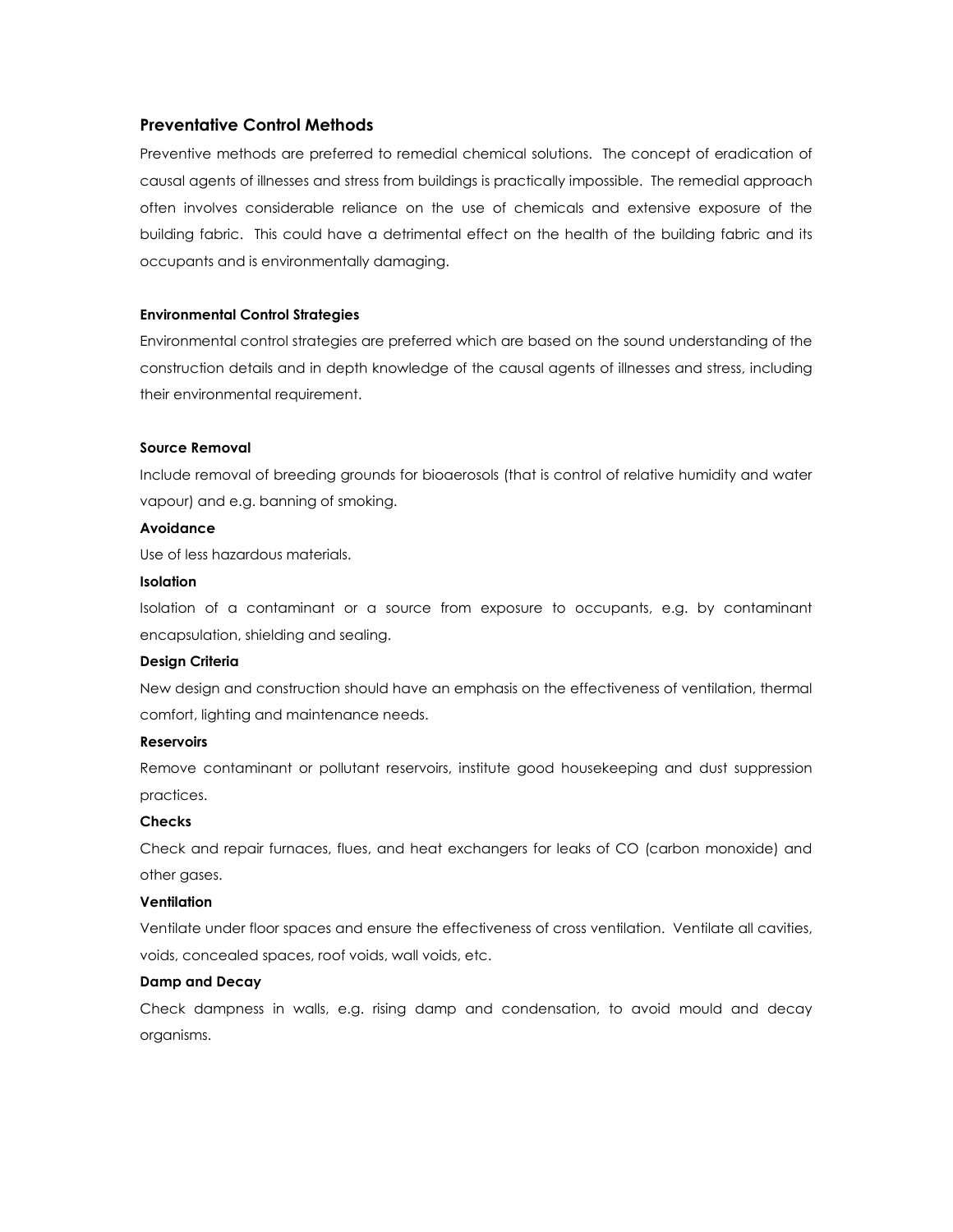## Preventative Control Methods

Preventive methods are preferred to remedial chemical solutions. The concept of eradication of causal agents of illnesses and stress from buildings is practically impossible. The remedial approach often involves considerable reliance on the use of chemicals and extensive exposure of the building fabric. This could have a detrimental effect on the health of the building fabric and its occupants and is environmentally damaging.

### Environmental Control Strategies

Environmental control strategies are preferred which are based on the sound understanding of the construction details and in depth knowledge of the causal agents of illnesses and stress, including their environmental requirement.

#### Source Removal

Include removal of breeding grounds for bioaerosols (that is control of relative humidity and water vapour) and e.g. banning of smoking.

#### Avoidance

Use of less hazardous materials.

#### Isolation

Isolation of a contaminant or a source from exposure to occupants, e.g. by contaminant encapsulation, shielding and sealing.

#### Design Criteria

New design and construction should have an emphasis on the effectiveness of ventilation, thermal comfort, lighting and maintenance needs.

#### Reservoirs

Remove contaminant or pollutant reservoirs, institute good housekeeping and dust suppression practices.

#### Checks

Check and repair furnaces, flues, and heat exchangers for leaks of CO (carbon monoxide) and other gases.

#### Ventilation

Ventilate under floor spaces and ensure the effectiveness of cross ventilation. Ventilate all cavities, voids, concealed spaces, roof voids, wall voids, etc.

#### Damp and Decay

Check dampness in walls, e.g. rising damp and condensation, to avoid mould and decay organisms.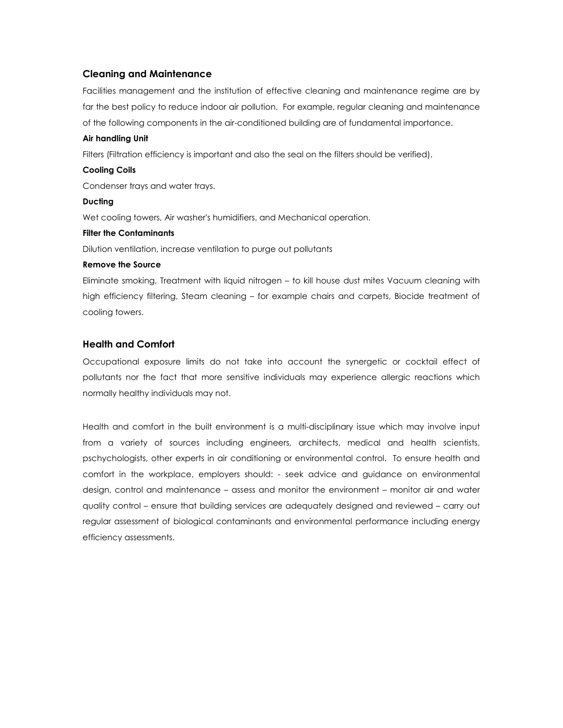## Cleaning and Maintenance

Facilities management and the institution of effective cleaning and maintenance regime are by far the best policy to reduce indoor air pollution. For example, regular cleaning and maintenance of the following components in the air-conditioned building are of fundamental importance.

**Air handling Unit**

Filters (Filtration efficiency is important and also the seal on the filters should be verified).

**Cooling Coils**

Condenser trays and water trays.

**Ducting**

Wet cooling towers, Air washer's humidifiers, and Mechanical operation.

**Filter the Contaminants**

Dilution ventilation, increase ventilation to purge out pollutants

**Remove the Source**

Eliminate smoking, Treatment with liquid nitrogen – to kill house dust mites Vacuum cleaning with high efficiency filtering, Steam cleaning – for example chairs and carpets, Biocide treatment of cooling towers.

## Health and Comfort

Occupational exposure limits do not take into account the synergetic or cocktail effect of pollutants nor the fact that more sensitive individuals may experience allergic reactions which normally healthy individuals may not.

Health and comfort in the built environment is a multi-disciplinary issue which may involve input from a variety of sources including engineers, architects, medical and health scientists, pschychologists, other experts in air conditioning or environmental control. To ensure health and comfort in the workplace, employers should: - seek advice and guidance on environmental design, control and maintenance – assess and monitor the environment – monitor air and water quality control – ensure that building services are adequately designed and reviewed – carry out regular assessment of biological contaminants and environmental performance including energy efficiency assessments.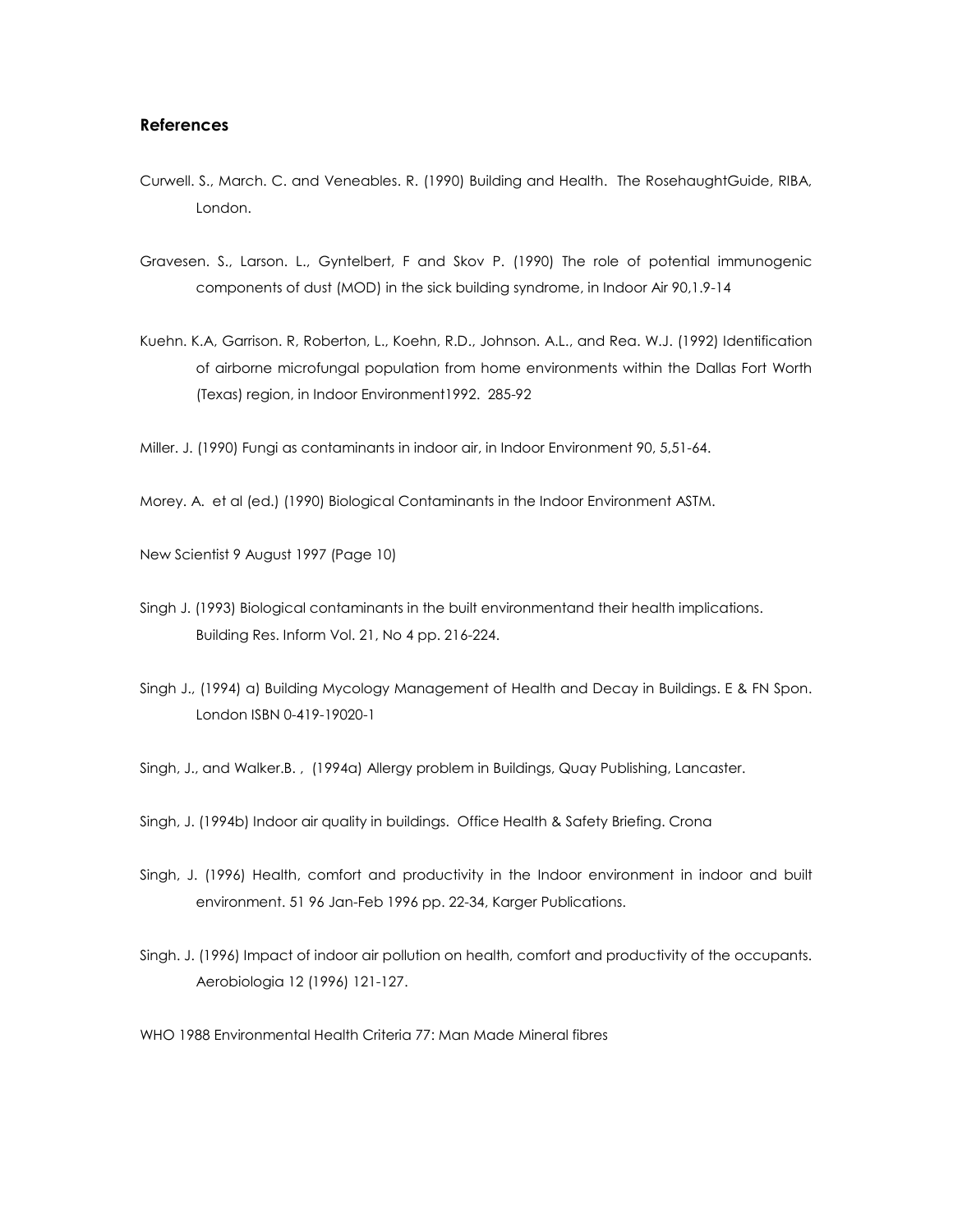## References

Curwell. S., March. C. and Veneables. R. (1990) Building and Health. The RosehaughtGuide, RIBA, London.

Gravesen. S., Larson. L., Gyntelbert, F and Skov P. (1990) The role of potential immunogenic components of dust (MOD) in the sick building syndrome, in Indoor Air 90,1.9-14

Kuehn. K.A, Garrison. R, Roberton, L., Koehn, R.D., Johnson. A.L., and Rea. W.J. (1992) Identification of airborne microfungal population from home environments within the Dallas Fort Worth (Texas) region, in Indoor Environment1992. 285-92

Miller. J. (1990) Fungi as contaminants in indoor air, in Indoor Environment 90, 5,51-64.

Morey. A. et al (ed.) (1990) Biological Contaminants in the Indoor Environment ASTM.

New Scientist 9 August 1997 (Page 10)

Singh J. (1993) Biological contaminants in the built environmentand their health implications. Building Res. Inform Vol. 21, No 4 pp. 216-224.

Singh J., (1994) a) Building Mycology Management of Health and Decay in Buildings. E & FN Spon. London ISBN 0-419-19020-1

Singh, J., and Walker.B. , (1994a) Allergy problem in Buildings, Quay Publishing, Lancaster.

Singh, J. (1994b) Indoor air quality in buildings. Office Health & Safety Briefing. Crona

Singh, J. (1996) Health, comfort and productivity in the Indoor environment in indoor and built environment. 51 96 Jan-Feb 1996 pp. 22-34, Karger Publications.

Singh. J. (1996) Impact of indoor air pollution on health, comfort and productivity of the occupants. Aerobiologia 12 (1996) 121-127.

WHO 1988 Environmental Health Criteria 77: Man Made Mineral fibres